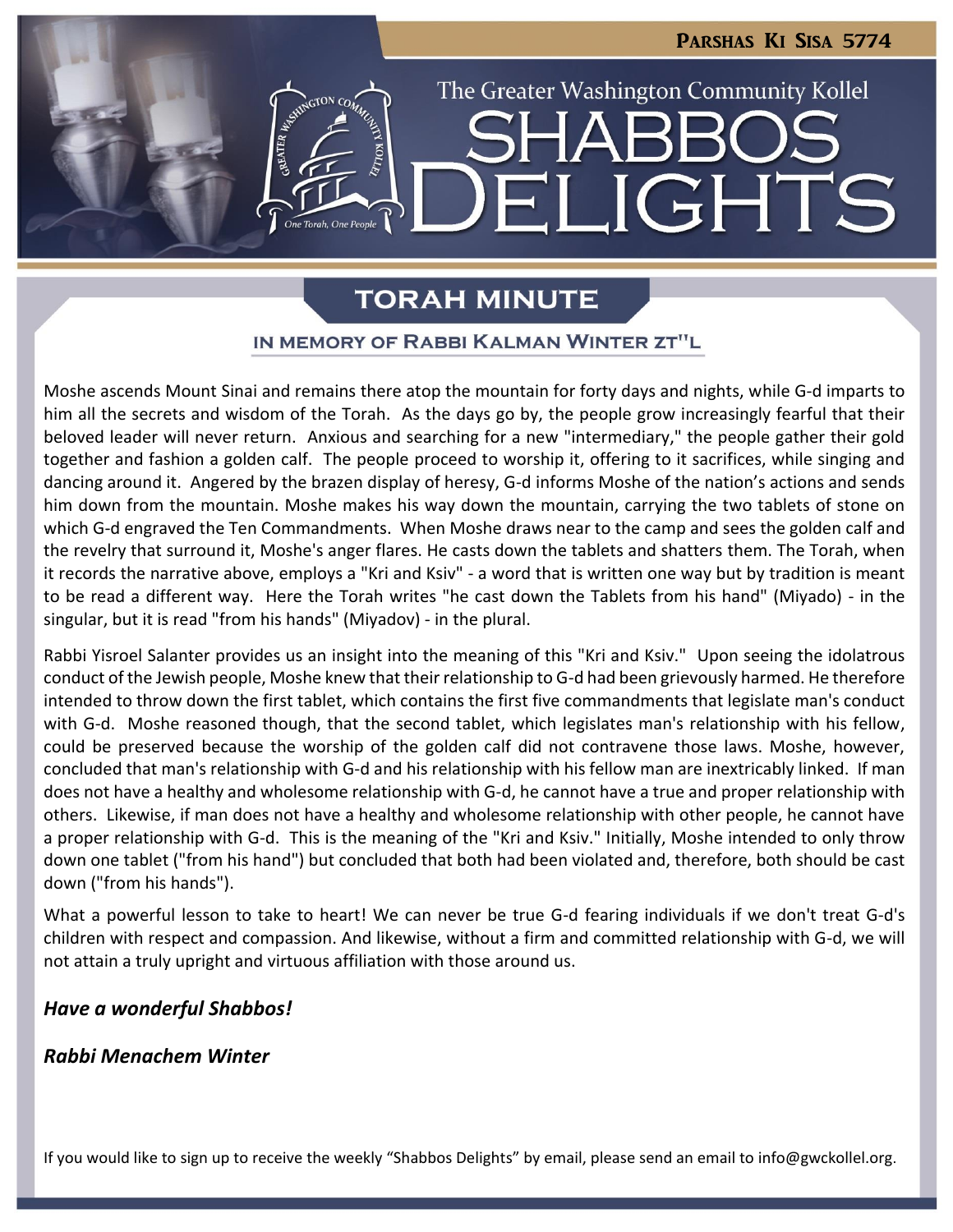# Parshas Ki Sisa 5774

## The Greater Washington Community Kollel

# Shabbos Delights

## TORAH MINUTE

### IN MEMORY OF RABBI KALMAN WINTER ZT"L

Moshe ascends Mount Sinai and remains there atop the mountain for forty days and nights, while G-d imparts to him all the secrets and wisdom of the Torah. As the days go by, the people grow increasingly fearful that their beloved leader will never return. Anxious and searching for a new "intermediary," the people gather their gold together and fashion a golden calf. The people proceed to worship it, offering to it sacrifices, while singing and dancing around it. Angered by the brazen display of heresy, G-d informs Moshe of the nation's actions and sends him down from the mountain. Moshe makes his way down the mountain, carrying the two tablets of stone on which G-d engraved the Ten Commandments. When Moshe draws near to the camp and sees the golden calf and the revelry that surround it, Moshe's anger flares. He casts down the tablets and shatters them. The Torah, when it records the narrative above, employs a "Kri and Ksiv" - a word that is written one way but by tradition is meant to be read a different way. Here the Torah writes "he cast down the Tablets from his hand" (Miyado) - in the singular, but it is read "from his hands" (Miyadov) - in the plural.

Rabbi Yisroel Salanter provides us an insight into the meaning of this "Kri and Ksiv." Upon seeing the idolatrous conduct of the Jewish people, Moshe knew that their relationship to G-d had been grievously harmed. He therefore intended to throw down the first tablet, which contains the first five commandments that legislate man's conduct with G-d. Moshe reasoned though, that the second tablet, which legislates man's relationship with his fellow, could be preserved because the worship of the golden calf did not contravene those laws. Moshe, however, concluded that man's relationship with G-d and his relationship with his fellow man are inextricably linked. If man does not have a healthy and wholesome relationship with G-d, he cannot have a true and proper relationship with others. Likewise, if man does not have a healthy and wholesome relationship with other people, he cannot have a proper relationship with G-d. This is the meaning of the "Kri and Ksiv." Initially, Moshe intended to only throw down one tablet ("from his hand") but concluded that both had been violated and, therefore, both should be cast down ("from his hands").

What a powerful lesson to take to heart! We can never be true G-d fearing individuals if we don't treat G-d's children with respect and compassion. And likewise, without a firm and committed relationship with G-d, we will not attain a truly upright and virtuous affiliation with those around us.

***Have a wonderful Shabbos!***

***Rabbi Menachem Winter***

If you would like to sign up to receive the weekly "Shabbos Delights" by email, please send an email to info@gwckollel.org.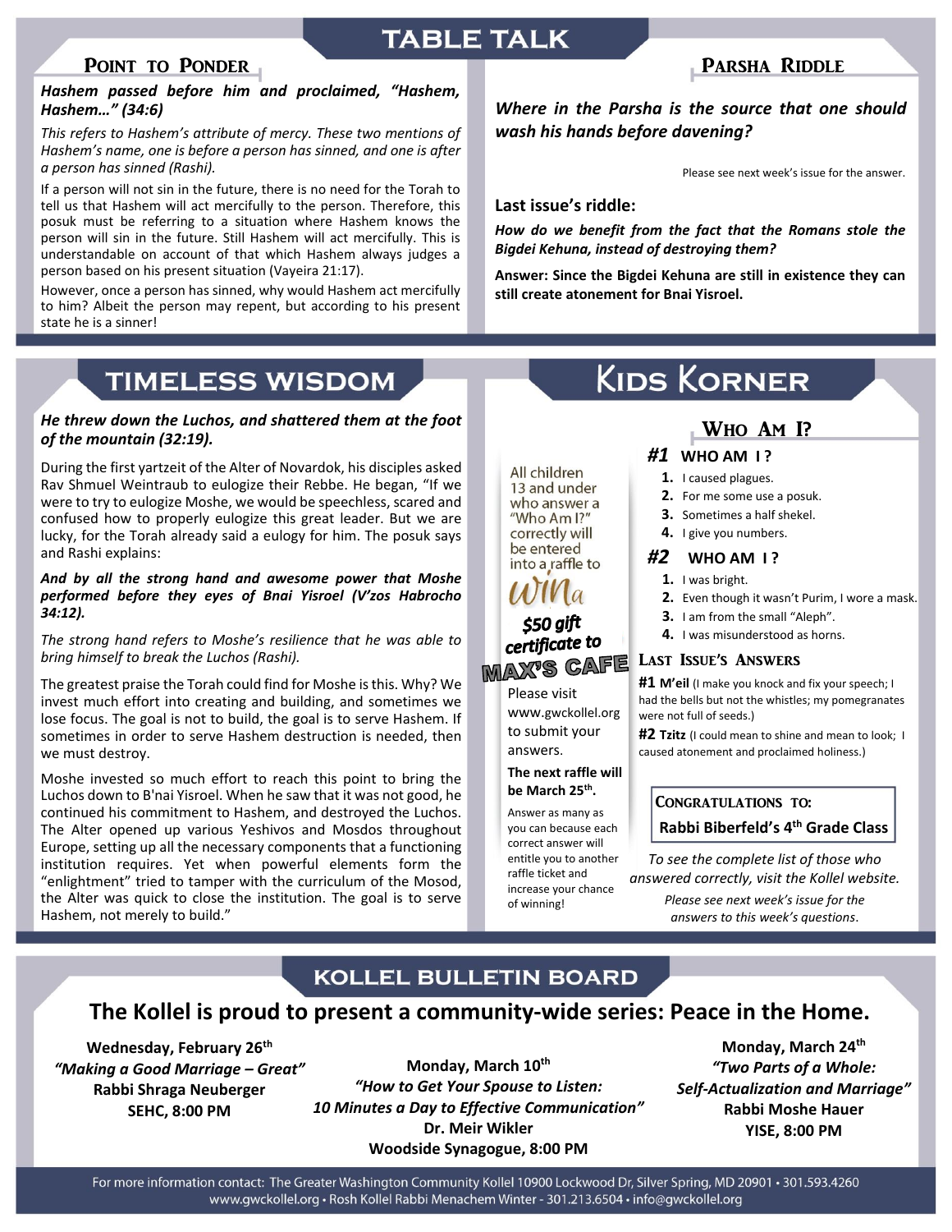# TABLE TALK

## Point to Ponder

***Hashem passed before him and proclaimed, "Hashem, Hashem…" (34:6)***

*This refers to Hashem's attribute of mercy. These two mentions of Hashem's name, one is before a person has sinned, and one is after a person has sinned (Rashi).*

If a person will not sin in the future, there is no need for the Torah to tell us that Hashem will act mercifully to the person. Therefore, this posuk must be referring to a situation where Hashem knows the person will sin in the future. Still Hashem will act mercifully. This is understandable on account of that which Hashem always judges a person based on his present situation (Vayeira 21:17).

However, once a person has sinned, why would Hashem act mercifully to him? Albeit the person may repent, but according to his present state he is a sinner!

## Parsha Riddle

***Where in the Parsha is the source that one should wash his hands before davening?***

Please see next week's issue for the answer.

**Last issue's riddle:**

***How do we benefit from the fact that the Romans stole the Bigdei Kehuna, instead of destroying them?***

**Answer: Since the Bigdei Kehuna are still in existence they can still create atonement for Bnai Yisroel.**

# TIMELESS WISDOM

***He threw down the Luchos, and shattered them at the foot of the mountain (32:19).***

During the first yartzeit of the Alter of Novardok, his disciples asked Rav Shmuel Weintraub to eulogize their Rebbe. He began, "If we were to try to eulogize Moshe, we would be speechless, scared and confused how to properly eulogize this great leader. But we are lucky, for the Torah already said a eulogy for him. The posuk says and Rashi explains:

***And by all the strong hand and awesome power that Moshe performed before they eyes of Bnai Yisroel (V'zos Habrocho 34:12).***

*The strong hand refers to Moshe's resilience that he was able to bring himself to break the Luchos (Rashi).*

The greatest praise the Torah could find for Moshe is this. Why? We invest much effort into creating and building, and sometimes we lose focus. The goal is not to build, the goal is to serve Hashem. If sometimes in order to serve Hashem destruction is needed, then we must destroy.

Moshe invested so much effort to reach this point to bring the Luchos down to B'nai Yisroel. When he saw that it was not good, he continued his commitment to Hashem, and destroyed the Luchos. The Alter opened up various Yeshivos and Mosdos throughout Europe, setting up all the necessary components that a functioning institution requires. Yet when powerful elements form the "enlightment" tried to tamper with the curriculum of the Mosod, the Alter was quick to close the institution. The goal is to serve Hashem, not merely to build."

# KIDS KORNER

All children 13 and under who answer a "Who Am I?" correctly will be entered into a raffle to

**Win a $50 gift certificate to MAX'S CAFE**

Please visit www.gwckollel.org to submit your answers.

**The next raffle will be March 25th.**

Answer as many as you can because each correct answer will entitle you to another raffle ticket and increase your chance of winning!

## Who Am I?

### #1 WHO AM I?

1. I caused plagues.
2. For me some use a posuk.
3. Sometimes a half shekel.
4. I give you numbers.

### #2 WHO AM I?

1. I was bright.
2. Even though it wasn't Purim, I wore a mask.
3. I am from the small "Aleph".
4. I was misunderstood as horns.

## Last Issue's Answers

**#1 M'eil** (I make you knock and fix your speech; I had the bells but not the whistles; my pomegranates were not full of seeds.)

**#2 Tzitz** (I could mean to shine and mean to look; I caused atonement and proclaimed holiness.)

**Congratulations to:**
**Rabbi Biberfeld's 4th Grade Class**

*To see the complete list of those who answered correctly, visit the Kollel website.*

*Please see next week's issue for the answers to this week's questions.*

# KOLLEL BULLETIN BOARD

## The Kollel is proud to present a community-wide series: Peace in the Home.

**Wednesday, February 26th**
***"Making a Good Marriage – Great"***
**Rabbi Shraga Neuberger**
**SEHC, 8:00 PM**

**Monday, March 10th**
***"How to Get Your Spouse to Listen: 10 Minutes a Day to Effective Communication"***
**Dr. Meir Wikler**
**Woodside Synagogue, 8:00 PM**

**Monday, March 24th**
***"Two Parts of a Whole: Self-Actualization and Marriage"***
**Rabbi Moshe Hauer**
**YISE, 8:00 PM**

For more information contact: The Greater Washington Community Kollel 10900 Lockwood Dr, Silver Spring, MD 20901 • 301.593.4260
www.gwckollel.org • Rosh Kollel Rabbi Menachem Winter - 301.213.6504 • info@gwckollel.org